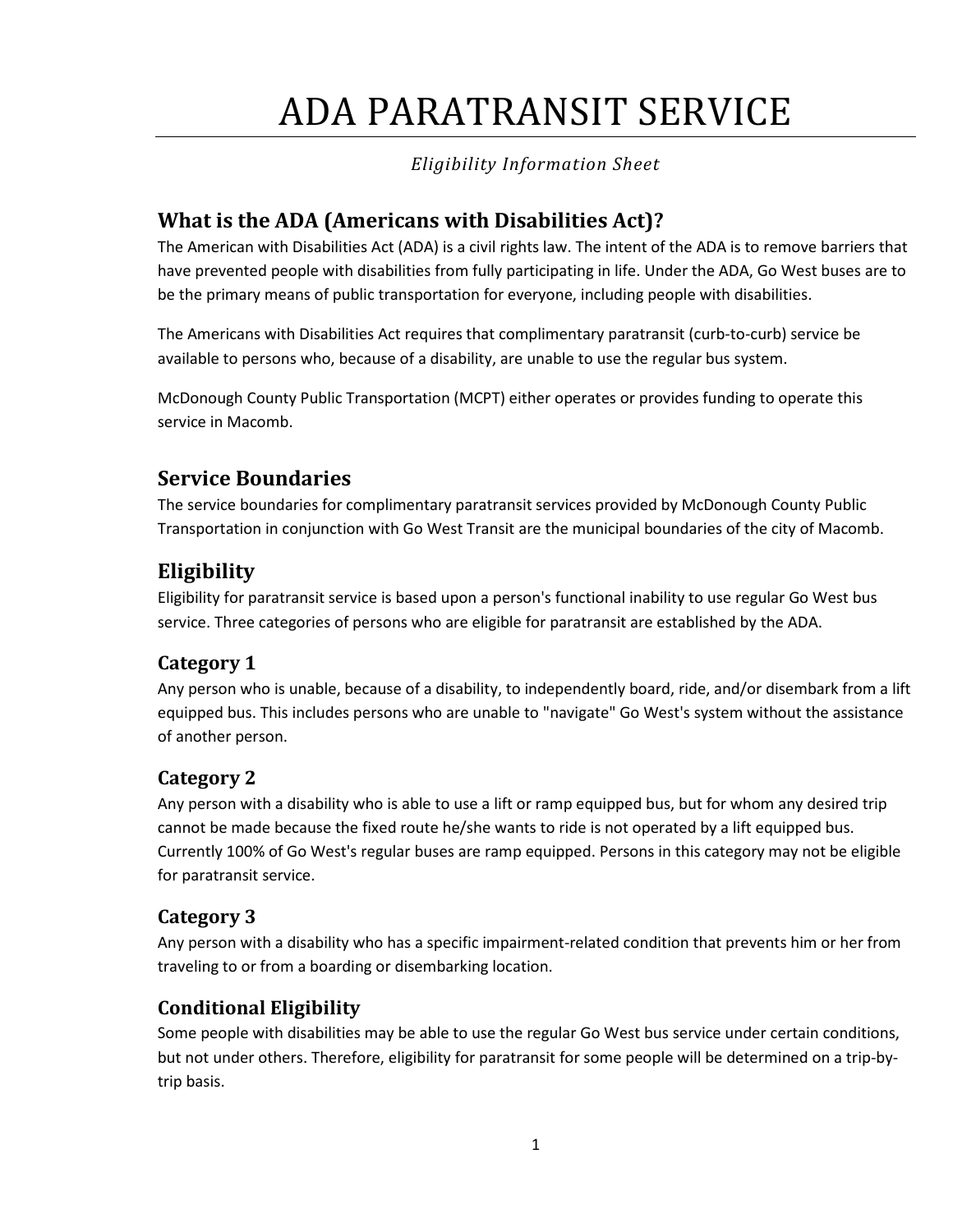# ADA PARATRANSIT SERVICE

*Eligibility Information Sheet*

## What is the ADA (Americans with Disabilities Act)?

The American with Disabilities Act (ADA) is a civil rights law. The intent of the ADA is to remove barriers that have prevented people with disabilities from fully participating in life. Under the ADA, Go West buses are to be the primary means of public transportation for everyone, including people with disabilities.

The Americans with Disabilities Act requires that complimentary paratransit (curb-to-curb) service be available to persons who, because of a disability, are unable to use the regular bus system.

McDonough County Public Transportation (MCPT) either operates or provides funding to operate this service in Macomb.

## Service Boundaries

The service boundaries for complimentary paratransit services provided by McDonough County Public Transportation in conjunction with Go West Transit are the municipal boundaries of the city of Macomb.

## Eligibility

Eligibility for paratransit service is based upon a person's functional inability to use regular Go West bus service. Three categories of persons who are eligible for paratransit are established by the ADA.

### Category 1

Any person who is unable, because of a disability, to independently board, ride, and/or disembark from a lift equipped bus. This includes persons who are unable to "navigate" Go West's system without the assistance of another person.

### Category 2

Any person with a disability who is able to use a lift or ramp equipped bus, but for whom any desired trip cannot be made because the fixed route he/she wants to ride is not operated by a lift equipped bus. Currently 100% of Go West's regular buses are ramp equipped. Persons in this category may not be eligible for paratransit service.

### Category 3

Any person with a disability who has a specific impairment-related condition that prevents him or her from traveling to or from a boarding or disembarking location.

### Conditional Eligibility

Some people with disabilities may be able to use the regular Go West bus service under certain conditions, but not under others. Therefore, eligibility for paratransit for some people will be determined on a trip-by-trip basis.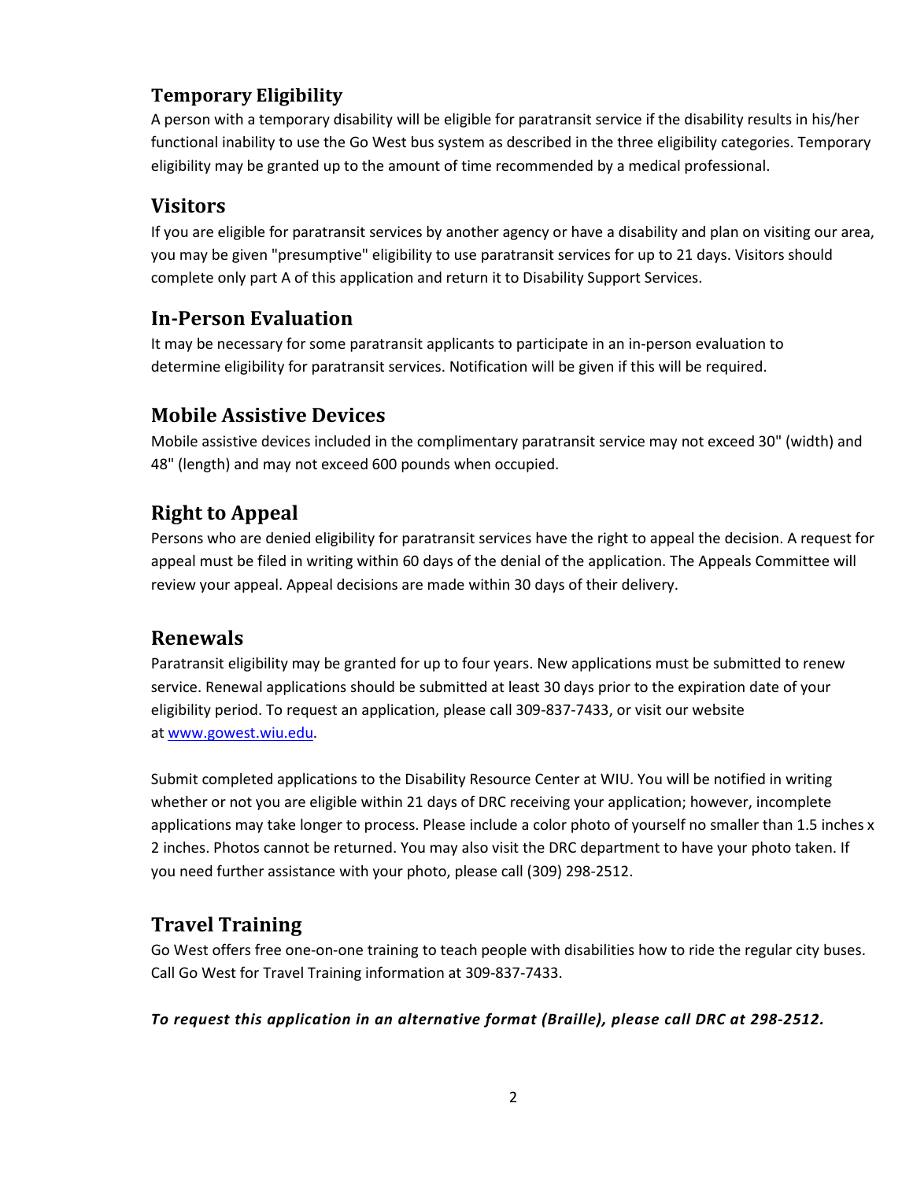## Temporary Eligibility

A person with a temporary disability will be eligible for paratransit service if the disability results in his/her functional inability to use the Go West bus system as described in the three eligibility categories. Temporary eligibility may be granted up to the amount of time recommended by a medical professional.

## Visitors

If you are eligible for paratransit services by another agency or have a disability and plan on visiting our area, you may be given "presumptive" eligibility to use paratransit services for up to 21 days. Visitors should complete only part A of this application and return it to Disability Support Services.

## In-Person Evaluation

It may be necessary for some paratransit applicants to participate in an in-person evaluation to determine eligibility for paratransit services. Notification will be given if this will be required.

## Mobile Assistive Devices

Mobile assistive devices included in the complimentary paratransit service may not exceed 30" (width) and 48" (length) and may not exceed 600 pounds when occupied.

## Right to Appeal

Persons who are denied eligibility for paratransit services have the right to appeal the decision. A request for appeal must be filed in writing within 60 days of the denial of the application. The Appeals Committee will review your appeal. Appeal decisions are made within 30 days of their delivery.

## Renewals

Paratransit eligibility may be granted for up to four years. New applications must be submitted to renew service. Renewal applications should be submitted at least 30 days prior to the expiration date of your eligibility period. To request an application, please call 309-837-7433, or visit our website at [www.gowest.wiu.edu](http://www.gowest.wiu.edu).

Submit completed applications to the Disability Resource Center at WIU. You will be notified in writing whether or not you are eligible within 21 days of DRC receiving your application; however, incomplete applications may take longer to process. Please include a color photo of yourself no smaller than 1.5 inches x 2 inches. Photos cannot be returned. You may also visit the DRC department to have your photo taken. If you need further assistance with your photo, please call (309) 298-2512.

## Travel Training

Go West offers free one-on-one training to teach people with disabilities how to ride the regular city buses. Call Go West for Travel Training information at 309-837-7433.

***To request this application in an alternative format (Braille), please call DRC at 298-2512.***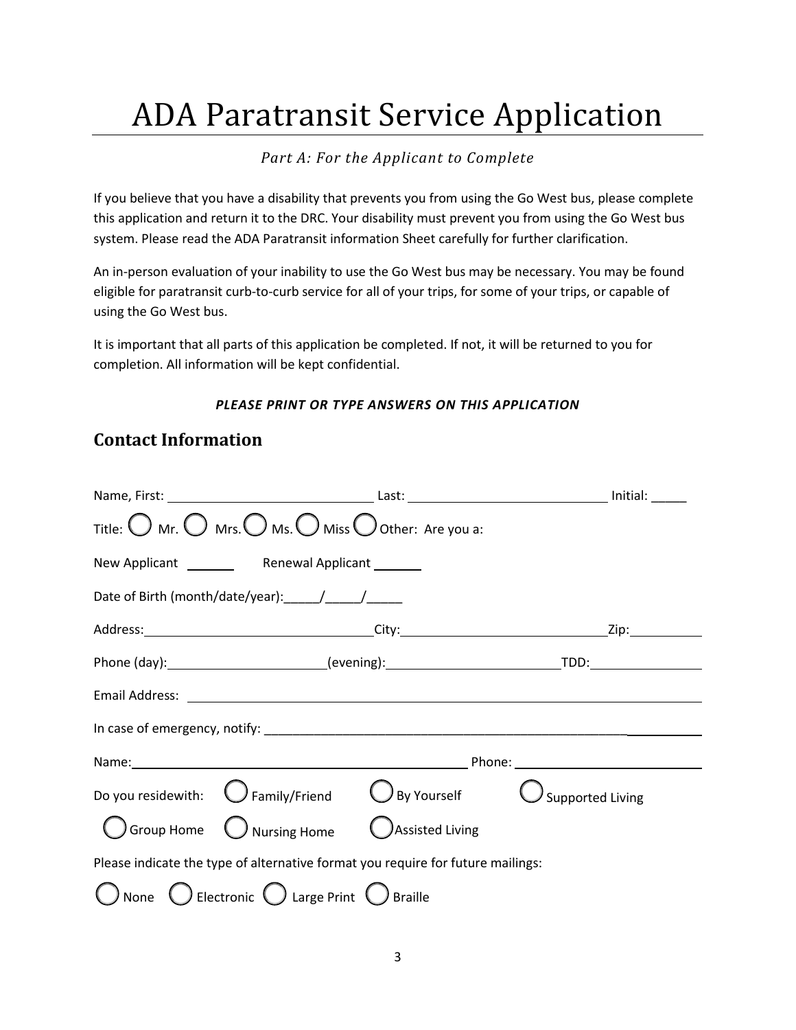# ADA Paratransit Service Application

*Part A: For the Applicant to Complete*

If you believe that you have a disability that prevents you from using the Go West bus, please complete this application and return it to the DRC. Your disability must prevent you from using the Go West bus system. Please read the ADA Paratransit information Sheet carefully for further clarification.

An in-person evaluation of your inability to use the Go West bus may be necessary. You may be found eligible for paratransit curb-to-curb service for all of your trips, for some of your trips, or capable of using the Go West bus.

It is important that all parts of this application be completed. If not, it will be returned to you for completion. All information will be kept confidential.

***PLEASE PRINT OR TYPE ANSWERS ON THIS APPLICATION***

## Contact Information

Name, First: ______________________________ Last: ______________________________ Initial: _____

Title: ◯ Mr. ◯ Mrs. ◯ Ms. ◯ Miss ◯ Other: Are you a:

New Applicant _______ Renewal Applicant _______

Date of Birth (month/date/year):_____/_____/_____

Address:________________________________City:______________________________Zip:__________

Phone (day):______________________(evening):________________________TDD:________________

Email Address: ____________________________________________________________________________

In case of emergency, notify: ______________________________________________________________

Name:_________________________________________________ Phone: ___________________________

Do you residewith: ◯ Family/Friend ◯ By Yourself ◯ Supported Living

◯ Group Home ◯ Nursing Home ◯ Assisted Living

Please indicate the type of alternative format you require for future mailings:

◯ None ◯ Electronic ◯ Large Print ◯ Braille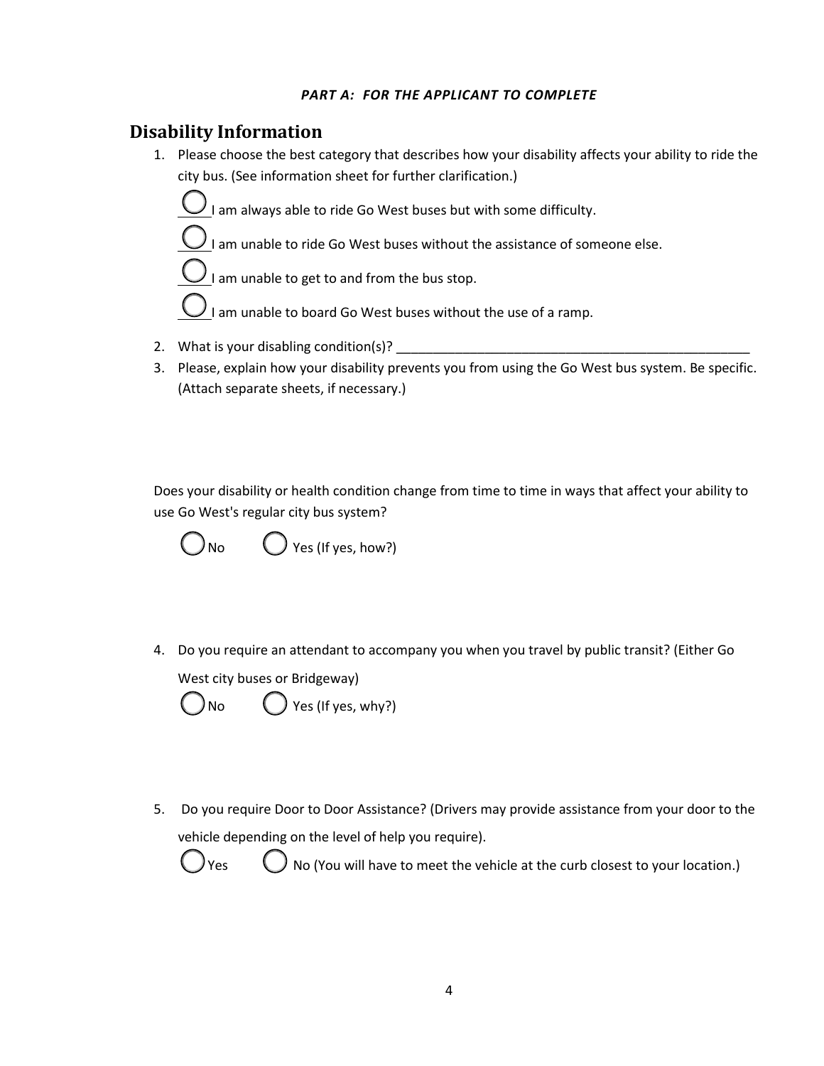*PART A: FOR THE APPLICANT TO COMPLETE*

## Disability Information

1. Please choose the best category that describes how your disability affects your ability to ride the city bus. (See information sheet for further clarification.)

   ◯ I am always able to ride Go West buses but with some difficulty.

   ◯ I am unable to ride Go West buses without the assistance of someone else.

   ◯ I am unable to get to and from the bus stop.

   ◯ I am unable to board Go West buses without the use of a ramp.

2. What is your disabling condition(s)? ___________________________________________________
3. Please, explain how your disability prevents you from using the Go West bus system. Be specific. (Attach separate sheets, if necessary.)

Does your disability or health condition change from time to time in ways that affect your ability to use Go West's regular city bus system?

◯ No ◯ Yes (If yes, how?)

4. Do you require an attendant to accompany you when you travel by public transit? (Either Go West city buses or Bridgeway)

   ◯ No ◯ Yes (If yes, why?)

5. Do you require Door to Door Assistance? (Drivers may provide assistance from your door to the vehicle depending on the level of help you require).

   ◯ Yes ◯ No (You will have to meet the vehicle at the curb closest to your location.)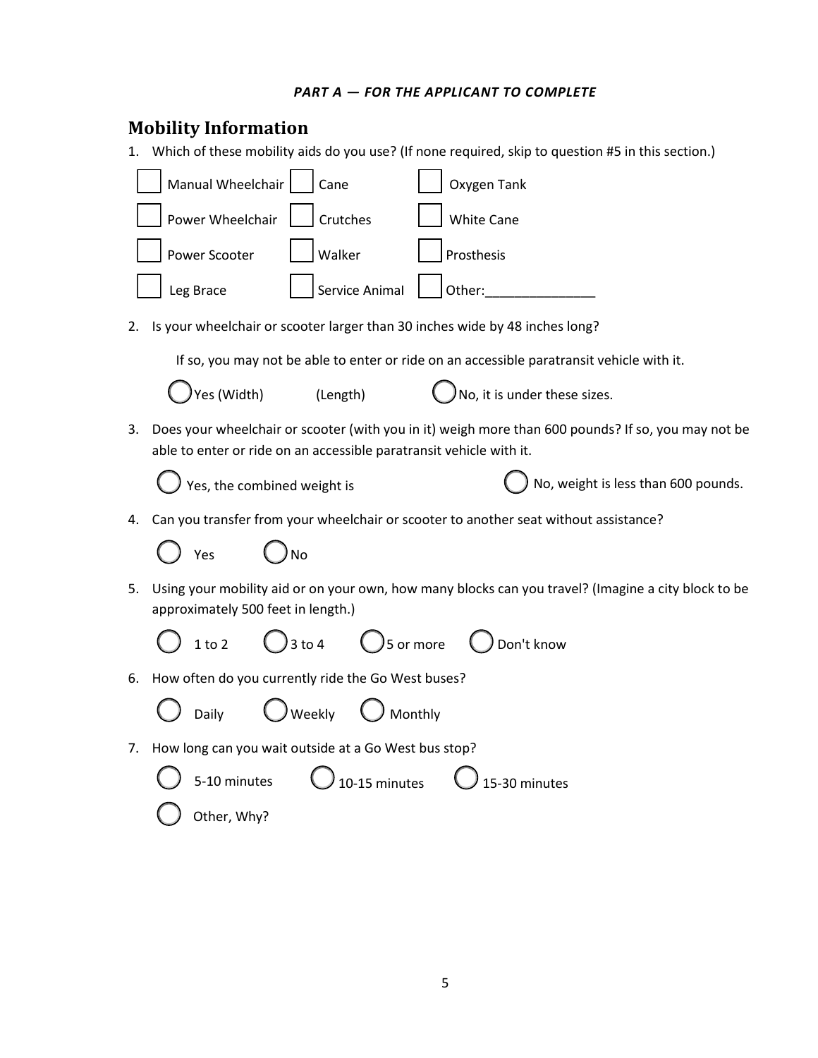***PART A — FOR THE APPLICANT TO COMPLETE***

## Mobility Information

1. Which of these mobility aids do you use? (If none required, skip to question #5 in this section.)

   - ☐ Manual Wheelchair
   - ☐ Cane
   - ☐ Oxygen Tank
   - ☐ Power Wheelchair
   - ☐ Crutches
   - ☐ White Cane
   - ☐ Power Scooter
   - ☐ Walker
   - ☐ Prosthesis
   - ☐ Leg Brace
   - ☐ Service Animal
   - ☐ Other:_______________

2. Is your wheelchair or scooter larger than 30 inches wide by 48 inches long?

   If so, you may not be able to enter or ride on an accessible paratransit vehicle with it.

   ◯ Yes (Width) (Length) ◯ No, it is under these sizes.

3. Does your wheelchair or scooter (with you in it) weigh more than 600 pounds? If so, you may not be able to enter or ride on an accessible paratransit vehicle with it.

   ◯ Yes, the combined weight is ◯ No, weight is less than 600 pounds.

4. Can you transfer from your wheelchair or scooter to another seat without assistance?

   ◯ Yes ◯ No

5. Using your mobility aid or on your own, how many blocks can you travel? (Imagine a city block to be approximately 500 feet in length.)

   ◯ 1 to 2 ◯ 3 to 4 ◯ 5 or more ◯ Don't know

6. How often do you currently ride the Go West buses?

   ◯ Daily ◯ Weekly ◯ Monthly

7. How long can you wait outside at a Go West bus stop?

   ◯ 5-10 minutes ◯ 10-15 minutes ◯ 15-30 minutes

   ◯ Other, Why?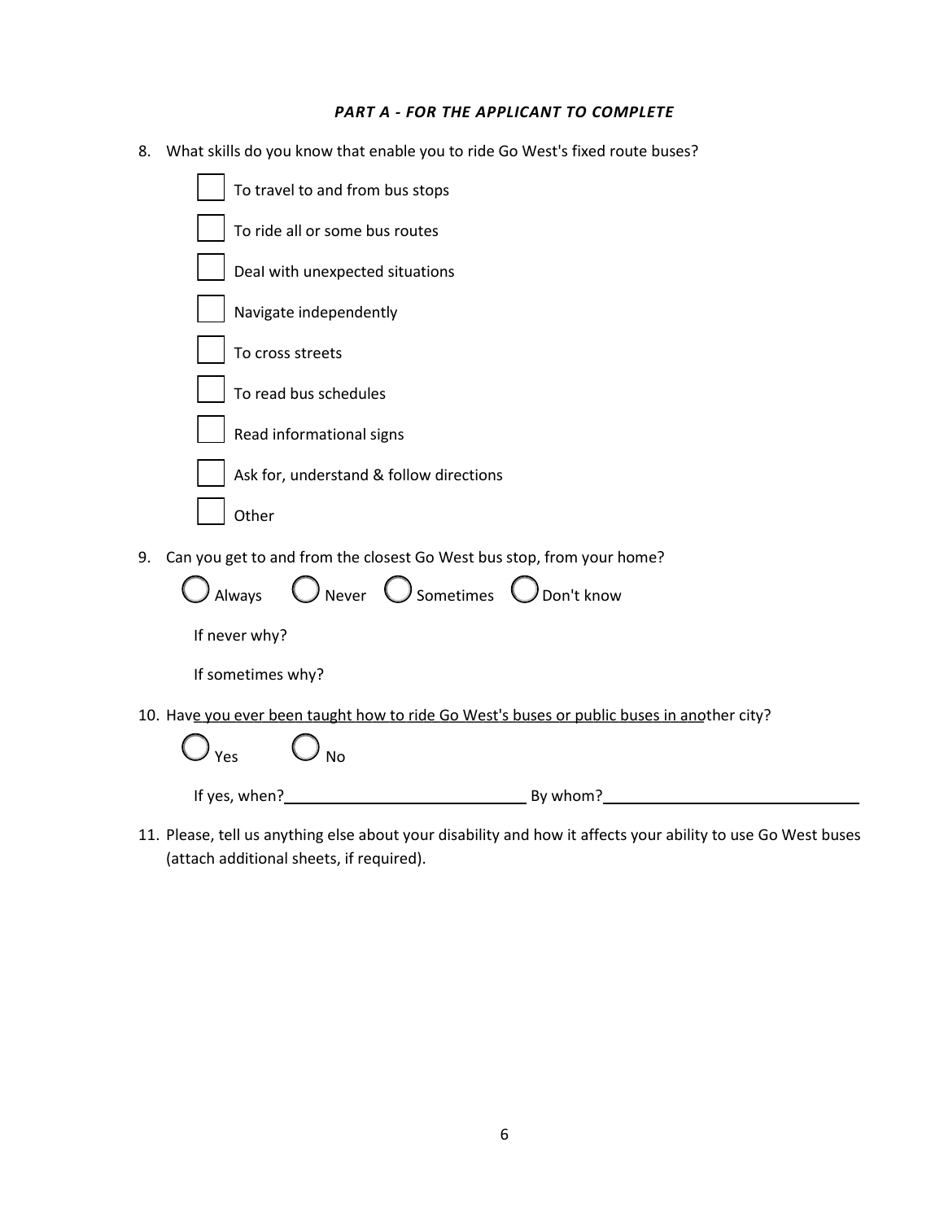***PART A - FOR THE APPLICANT TO COMPLETE***

8. What skills do you know that enable you to ride Go West's fixed route buses?

- ☐ To travel to and from bus stops
- ☐ To ride all or some bus routes
- ☐ Deal with unexpected situations
- ☐ Navigate independently
- ☐ To cross streets
- ☐ To read bus schedules
- ☐ Read informational signs
- ☐ Ask for, understand & follow directions
- ☐ Other

9. Can you get to and from the closest Go West bus stop, from your home?

◯ Always ◯ Never ◯ Sometimes ◯ Don't know

If never why?

If sometimes why?

10. Have you ever been taught how to ride Go West's buses or public buses in another city?

◯ Yes ◯ No

If yes, when?______________________ By whom?______________________

11. Please, tell us anything else about your disability and how it affects your ability to use Go West buses (attach additional sheets, if required).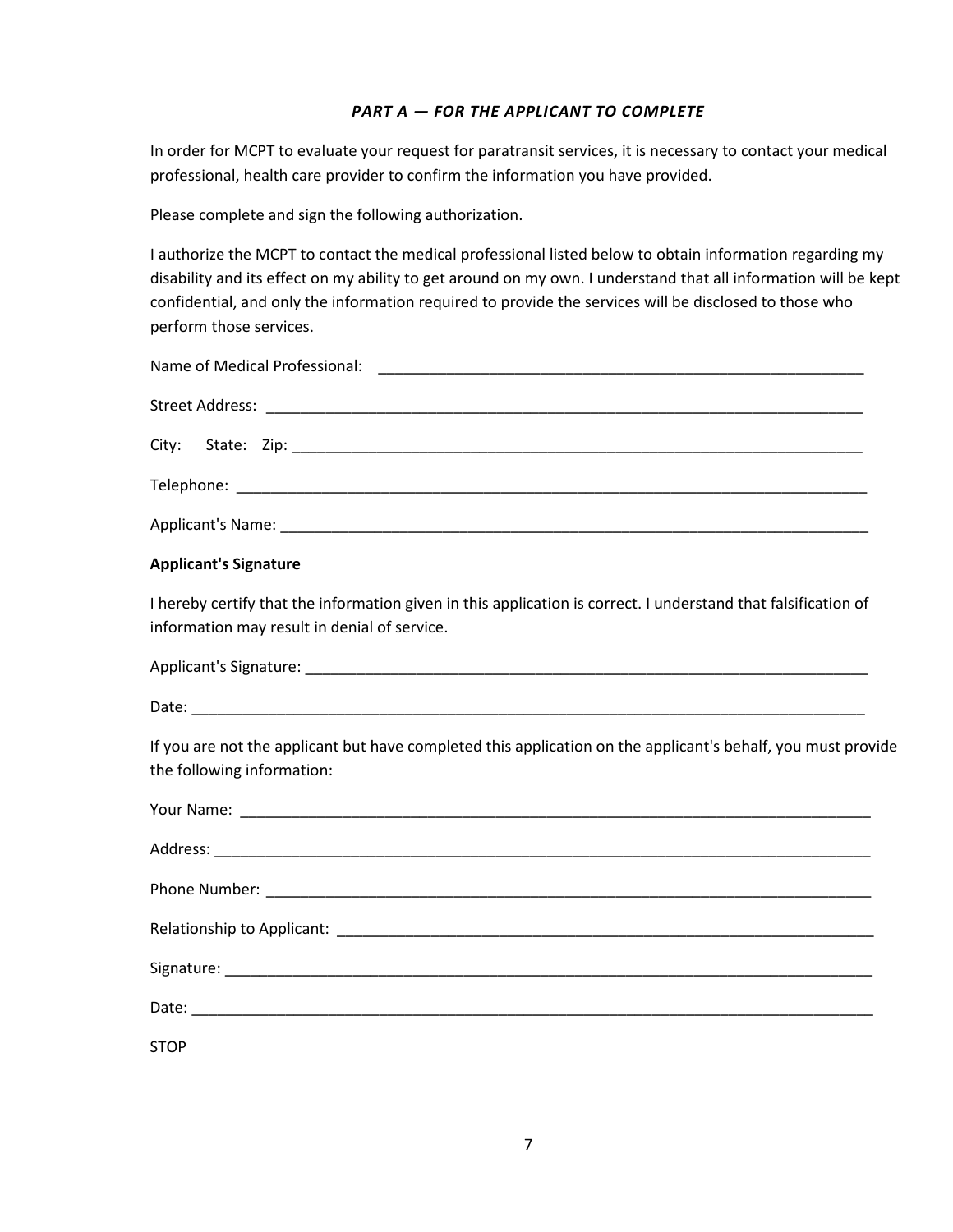### *PART A — FOR THE APPLICANT TO COMPLETE*

In order for MCPT to evaluate your request for paratransit services, it is necessary to contact your medical professional, health care provider to confirm the information you have provided.

Please complete and sign the following authorization.

I authorize the MCPT to contact the medical professional listed below to obtain information regarding my disability and its effect on my ability to get around on my own. I understand that all information will be kept confidential, and only the information required to provide the services will be disclosed to those who perform those services.

Name of Medical Professional: ____________________________________________________________

Street Address: ___________________________________________________________________________

City: State: Zip: __________________________________________________________________________

Telephone: ________________________________________________________________________________

Applicant's Name: __________________________________________________________________________

**Applicant's Signature**

I hereby certify that the information given in this application is correct. I understand that falsification of information may result in denial of service.

Applicant's Signature: ______________________________________________________________________

Date: _____________________________________________________________________________________

If you are not the applicant but have completed this application on the applicant's behalf, you must provide the following information:

Your Name: ________________________________________________________________________________

Address: __________________________________________________________________________________

Phone Number: ____________________________________________________________________________

Relationship to Applicant: ____________________________________________________________________

Signature: _________________________________________________________________________________

Date: _____________________________________________________________________________________

STOP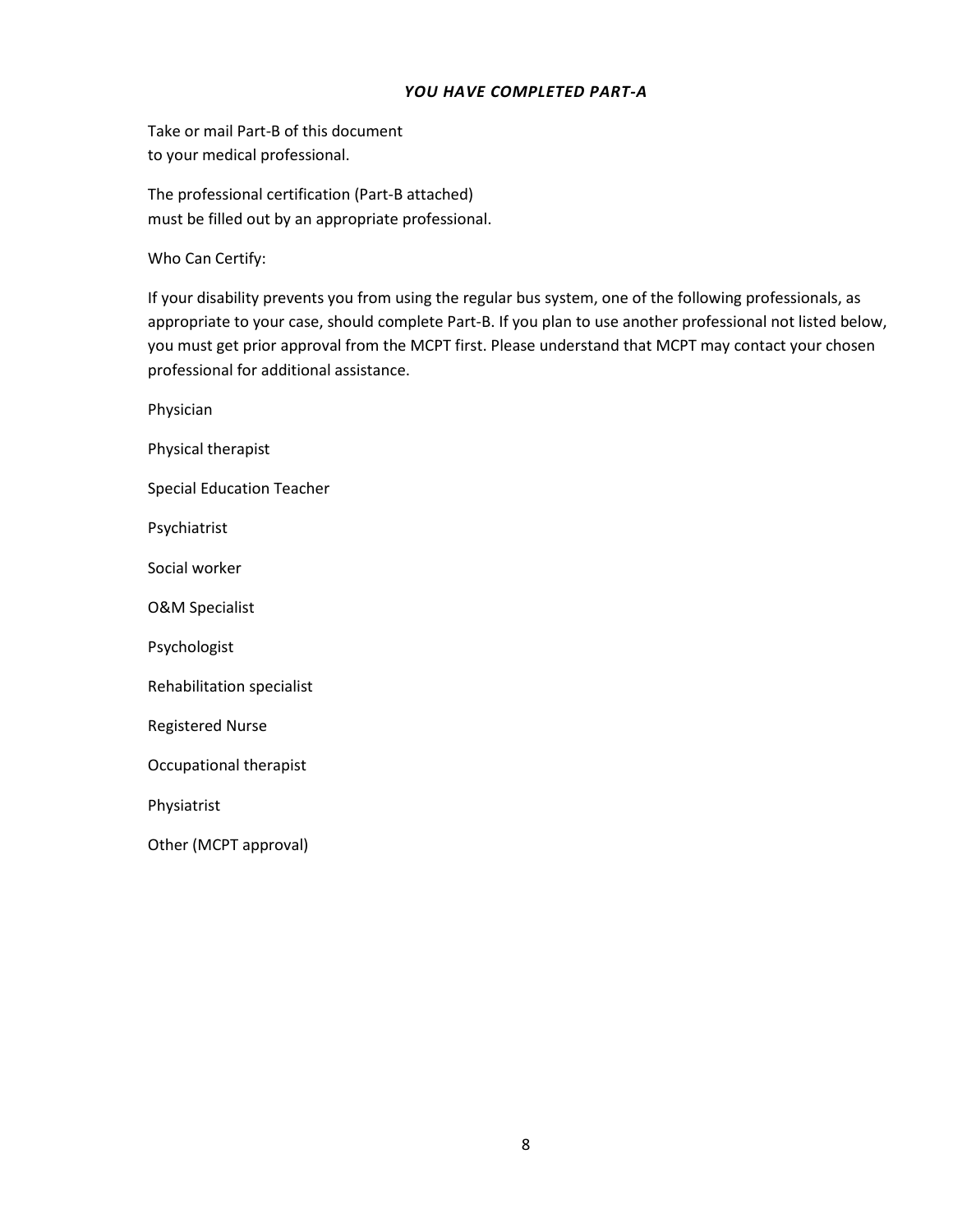***YOU HAVE COMPLETED PART-A***

Take or mail Part-B of this document
to your medical professional.

The professional certification (Part-B attached)
must be filled out by an appropriate professional.

Who Can Certify:

If your disability prevents you from using the regular bus system, one of the following professionals, as appropriate to your case, should complete Part-B. If you plan to use another professional not listed below, you must get prior approval from the MCPT first. Please understand that MCPT may contact your chosen professional for additional assistance.

Physician

Physical therapist

Special Education Teacher

Psychiatrist

Social worker

O&M Specialist

Psychologist

Rehabilitation specialist

Registered Nurse

Occupational therapist

Physiatrist

Other (MCPT approval)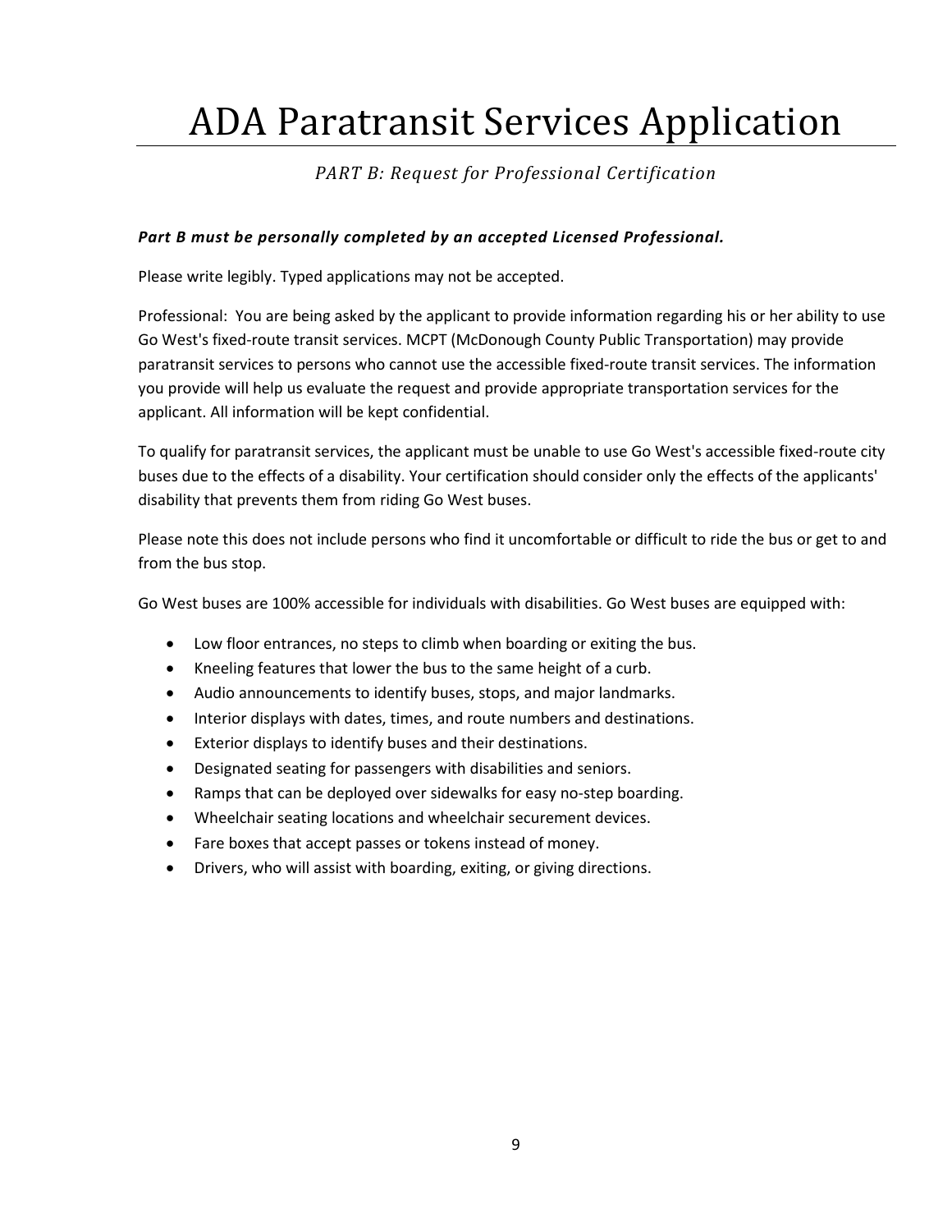# ADA Paratransit Services Application

*PART B: Request for Professional Certification*

***Part B must be personally completed by an accepted Licensed Professional.***

Please write legibly. Typed applications may not be accepted.

Professional: You are being asked by the applicant to provide information regarding his or her ability to use Go West's fixed-route transit services. MCPT (McDonough County Public Transportation) may provide paratransit services to persons who cannot use the accessible fixed-route transit services. The information you provide will help us evaluate the request and provide appropriate transportation services for the applicant. All information will be kept confidential.

To qualify for paratransit services, the applicant must be unable to use Go West's accessible fixed-route city buses due to the effects of a disability. Your certification should consider only the effects of the applicants' disability that prevents them from riding Go West buses.

Please note this does not include persons who find it uncomfortable or difficult to ride the bus or get to and from the bus stop.

Go West buses are 100% accessible for individuals with disabilities. Go West buses are equipped with:

- Low floor entrances, no steps to climb when boarding or exiting the bus.
- Kneeling features that lower the bus to the same height of a curb.
- Audio announcements to identify buses, stops, and major landmarks.
- Interior displays with dates, times, and route numbers and destinations.
- Exterior displays to identify buses and their destinations.
- Designated seating for passengers with disabilities and seniors.
- Ramps that can be deployed over sidewalks for easy no-step boarding.
- Wheelchair seating locations and wheelchair securement devices.
- Fare boxes that accept passes or tokens instead of money.
- Drivers, who will assist with boarding, exiting, or giving directions.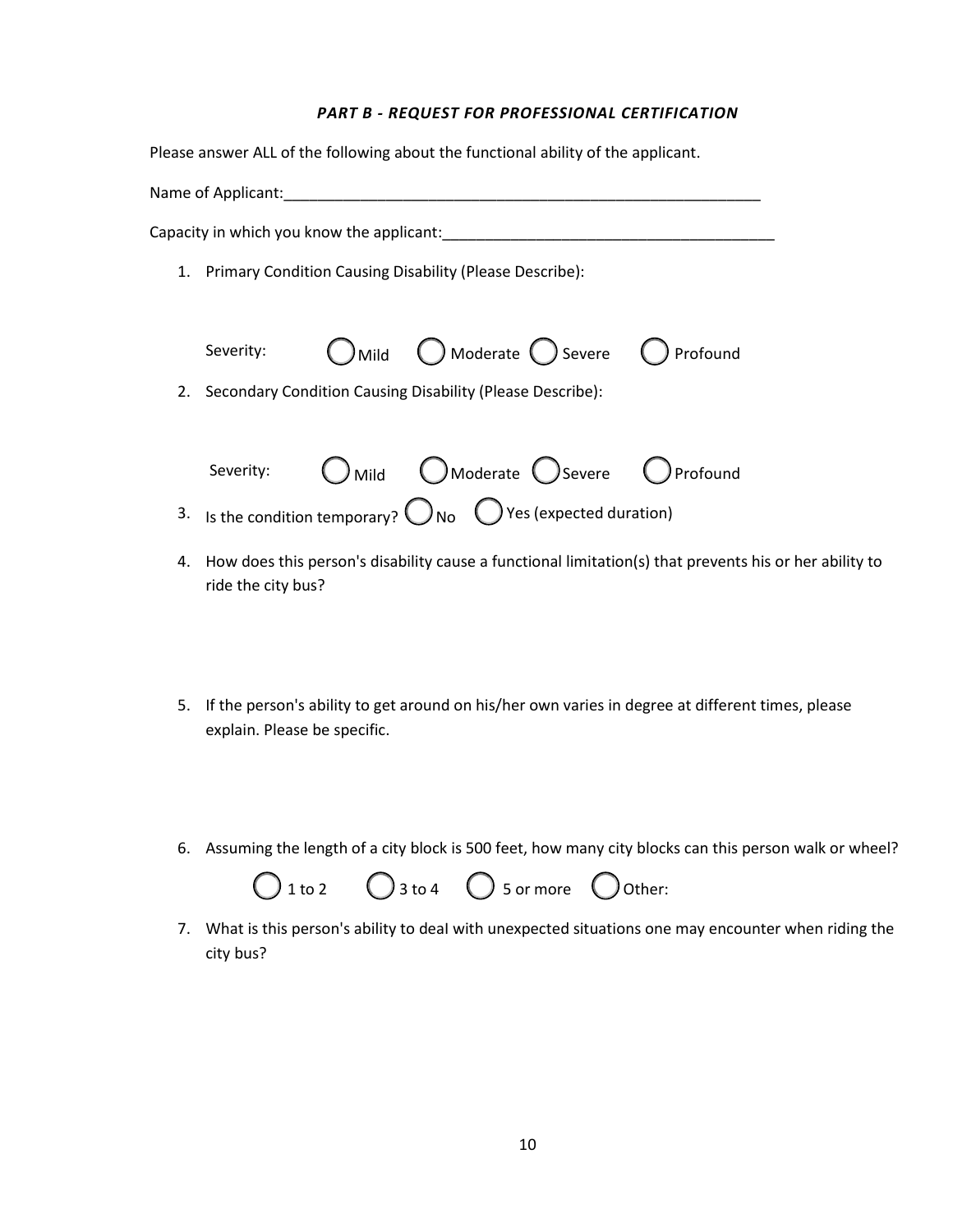## *PART B - REQUEST FOR PROFESSIONAL CERTIFICATION*

Please answer ALL of the following about the functional ability of the applicant.

Name of Applicant:___________________________________________________________

Capacity in which you know the applicant:_______________________________________

1. Primary Condition Causing Disability (Please Describe):

   Severity: ◯ Mild ◯ Moderate ◯ Severe ◯ Profound

2. Secondary Condition Causing Disability (Please Describe):

   Severity: ◯ Mild ◯ Moderate ◯ Severe ◯ Profound

3. Is the condition temporary? ◯ No ◯ Yes (expected duration)

4. How does this person's disability cause a functional limitation(s) that prevents his or her ability to ride the city bus?

5. If the person's ability to get around on his/her own varies in degree at different times, please explain. Please be specific.

6. Assuming the length of a city block is 500 feet, how many city blocks can this person walk or wheel?

   ◯ 1 to 2 ◯ 3 to 4 ◯ 5 or more ◯ Other:

7. What is this person's ability to deal with unexpected situations one may encounter when riding the city bus?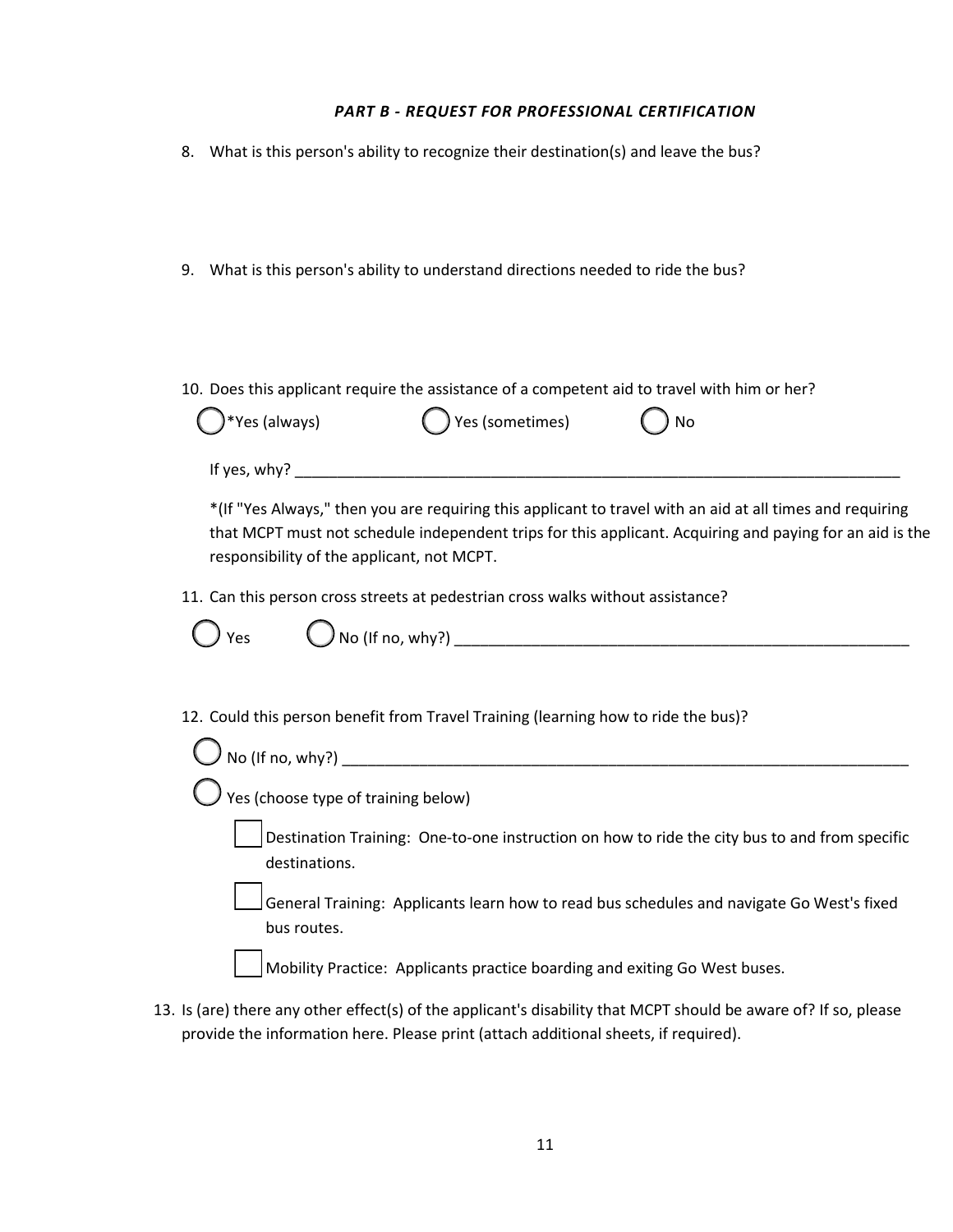### *PART B - REQUEST FOR PROFESSIONAL CERTIFICATION*

8. What is this person's ability to recognize their destination(s) and leave the bus?

9. What is this person's ability to understand directions needed to ride the bus?

10. Does this applicant require the assistance of a competent aid to travel with him or her?

    ◯ *Yes (always) ◯ Yes (sometimes) ◯ No

    If yes, why? ___________________________________________________________________________

    *(If "Yes Always," then you are requiring this applicant to travel with an aid at all times and requiring that MCPT must not schedule independent trips for this applicant. Acquiring and paying for an aid is the responsibility of the applicant, not MCPT.

11. Can this person cross streets at pedestrian cross walks without assistance?

    ◯ Yes ◯ No (If no, why?) _______________________________________________________

12. Could this person benefit from Travel Training (learning how to ride the bus)?

    ◯ No (If no, why?) ____________________________________________________________________

    ◯ Yes (choose type of training below)

    - ☐ Destination Training: One-to-one instruction on how to ride the city bus to and from specific destinations.
    - ☐ General Training: Applicants learn how to read bus schedules and navigate Go West's fixed bus routes.
    - ☐ Mobility Practice: Applicants practice boarding and exiting Go West buses.

13. Is (are) there any other effect(s) of the applicant's disability that MCPT should be aware of? If so, please provide the information here. Please print (attach additional sheets, if required).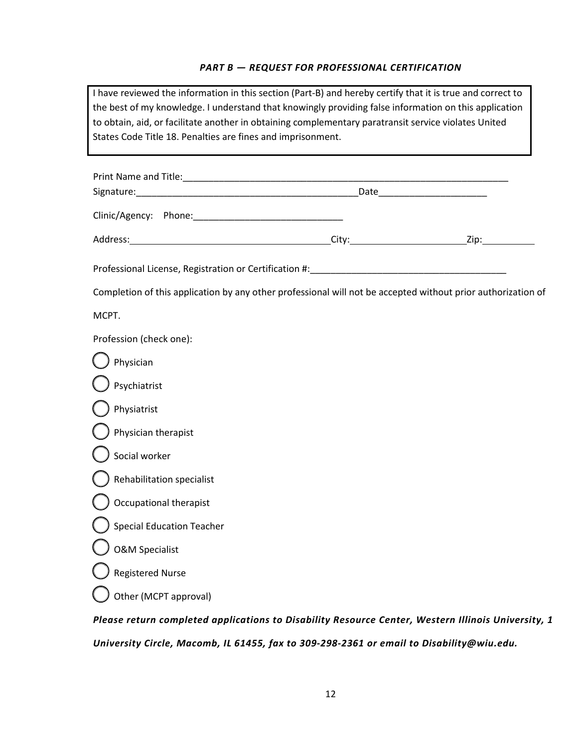***PART B — REQUEST FOR PROFESSIONAL CERTIFICATION***

I have reviewed the information in this section (Part-B) and hereby certify that it is true and correct to the best of my knowledge. I understand that knowingly providing false information on this application to obtain, aid, or facilitate another in obtaining complementary paratransit service violates United States Code Title 18. Penalties are fines and imprisonment.

Print Name and Title:_______________________________________________________________

Signature:____________________________________________Date_____________________

Clinic/Agency: Phone:_____________________________

Address:_______________________________________City:______________________Zip:__________

Professional License, Registration or Certification #:______________________________________

Completion of this application by any other professional will not be accepted without prior authorization of MCPT.

Profession (check one):

- ◯ Physician
- ◯ Psychiatrist
- ◯ Physiatrist
- ◯ Physician therapist
- ◯ Social worker
- ◯ Rehabilitation specialist
- ◯ Occupational therapist
- ◯ Special Education Teacher
- ◯ O&M Specialist
- ◯ Registered Nurse
- ◯ Other (MCPT approval)

***Please return completed applications to Disability Resource Center, Western Illinois University, 1 University Circle, Macomb, IL 61455, fax to 309-298-2361 or email to Disability@wiu.edu.***